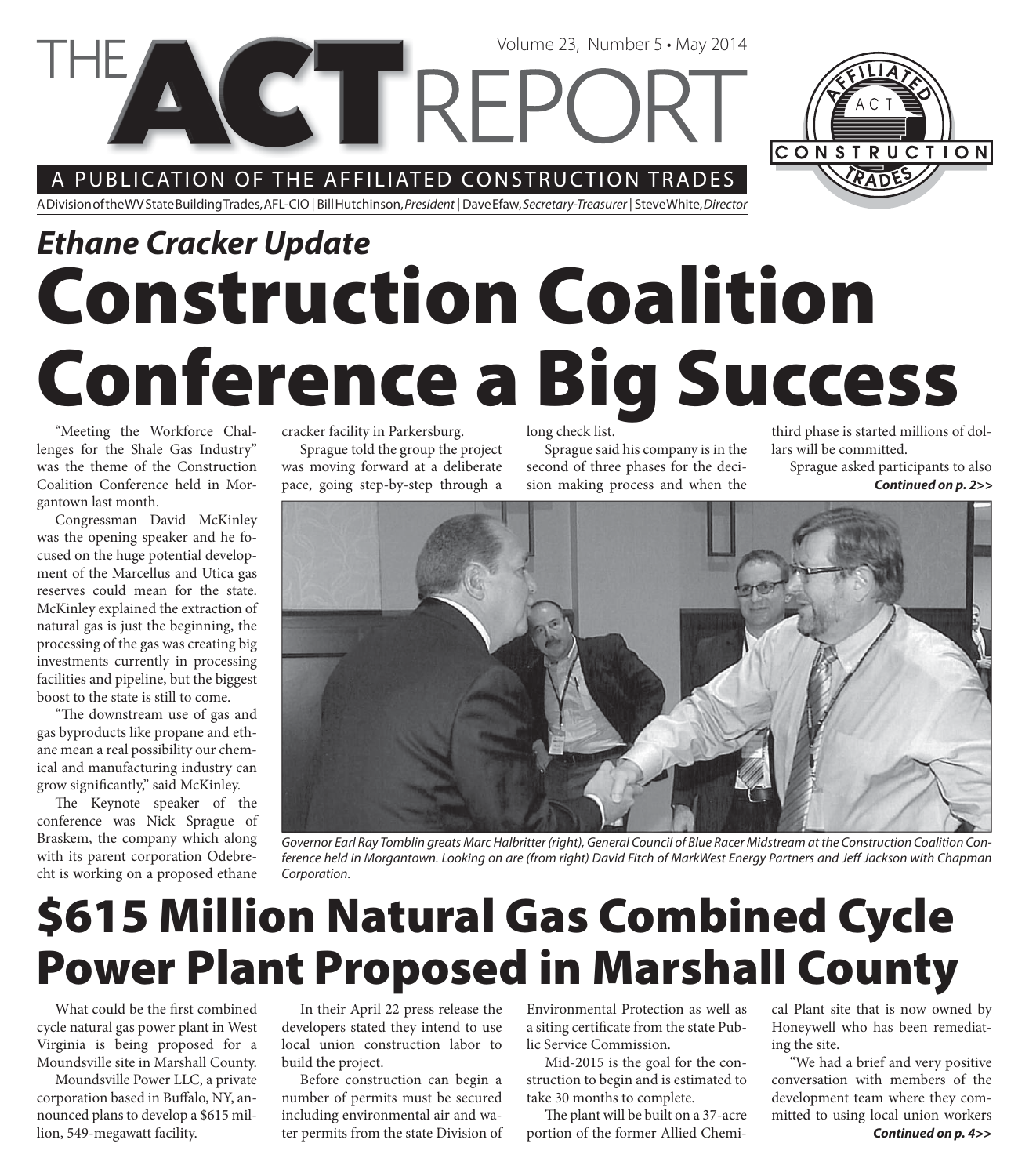# THE ACT REPORT

Volume 23, Number 5 • May 2014

A PUBLICATION OF THE AFFILIATED CONSTRUCTION TRADES

A Division of the WV State Building Trades, AFL-CIO | Bill Hutchinson, *President* | Dave Efaw, *Secretary-Treasurer* | Steve White, *Director*

## *Ethane Cracker Update*

# Construction Coalition Conference a Big Success

"Meeting the Workforce Challenges for the Shale Gas Industry" was the theme of the Construction Coalition Conference held in Morgantown last month.

Congressman David McKinley was the opening speaker and he focused on the huge potential development of the Marcellus and Utica gas reserves could mean for the state. McKinley explained the extraction of natural gas is just the beginning, the processing of the gas was creating big investments currently in processing facilities and pipeline, but the biggest boost to the state is still to come.

"The downstream use of gas and gas byproducts like propane and ethane mean a real possibility our chemical and manufacturing industry can grow significantly," said McKinley.

The Keynote speaker of the conference was Nick Sprague of Braskem, the company which along with its parent corporation Odebrecht is working on a proposed ethane cracker facility in Parkersburg.

Sprague told the group the project was moving forward at a deliberate pace, going step-by-step through a long check list.

Sprague said his company is in the second of three phases for the decision making process and when the third phase is started millions of dollars will be committed.

Sprague asked participants to also

***Continued on p. 2>>***

*Governor Earl Ray Tomblin greats Marc Halbritter (right), General Council of Blue Racer Midstream at the Construction Coalition Conference held in Morgantown. Looking on are (from right) David Fitch of MarkWest Energy Partners and Jeff Jackson with Chapman Corporation.*

# $615 Million Natural Gas Combined Cycle Power Plant Proposed in Marshall County

What could be the first combined cycle natural gas power plant in West Virginia is being proposed for a Moundsville site in Marshall County.

Moundsville Power LLC, a private corporation based in Buffalo, NY, announced plans to develop a $615 million, 549-megawatt facility.

In their April 22 press release the developers stated they intend to use local union construction labor to build the project.

Before construction can begin a number of permits must be secured including environmental air and water permits from the state Division of Environmental Protection as well as a siting certificate from the state Public Service Commission.

Mid-2015 is the goal for the construction to begin and is estimated to take 30 months to complete.

The plant will be built on a 37-acre portion of the former Allied Chemical Plant site that is now owned by Honeywell who has been remediating the site.

"We had a brief and very positive conversation with members of the development team where they committed to using local union workers

***Continued on p. 4>>***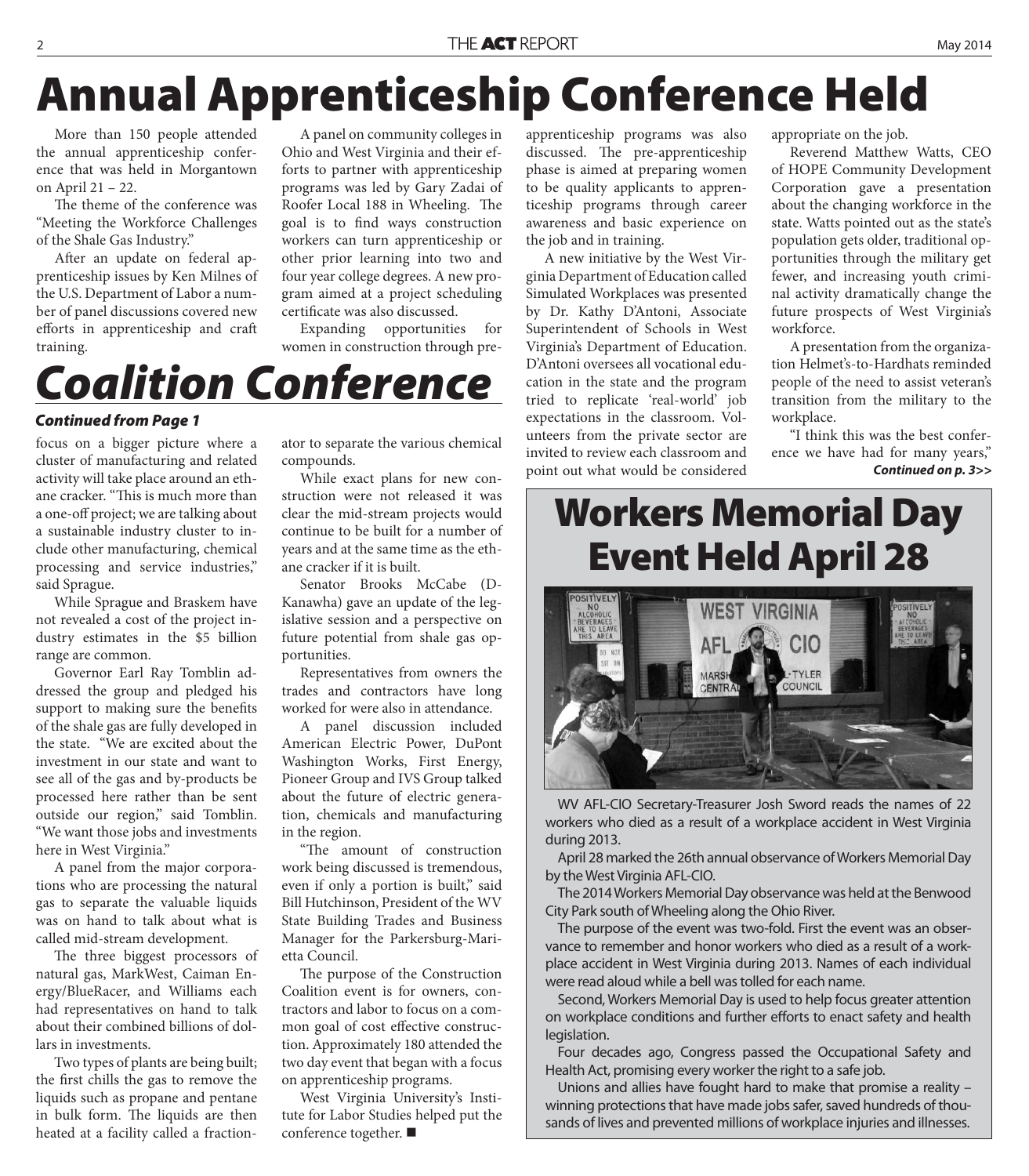# Annual Apprenticeship Conference Held

More than 150 people attended the annual apprenticeship conference that was held in Morgantown on April 21 – 22.

The theme of the conference was "Meeting the Workforce Challenges of the Shale Gas Industry."

After an update on federal apprenticeship issues by Ken Milnes of the U.S. Department of Labor a number of panel discussions covered new efforts in apprenticeship and craft training.

A panel on community colleges in Ohio and West Virginia and their efforts to partner with apprenticeship programs was led by Gary Zadai of Roofer Local 188 in Wheeling. The goal is to find ways construction workers can turn apprenticeship or other prior learning into two and four year college degrees. A new program aimed at a project scheduling certificate was also discussed.

Expanding opportunities for women in construction through pre-apprenticeship programs was also discussed. The pre-apprenticeship phase is aimed at preparing women to be quality applicants to apprenticeship programs through career awareness and basic experience on the job and in training.

A new initiative by the West Virginia Department of Education called Simulated Workplaces was presented by Dr. Kathy D'Antoni, Associate Superintendent of Schools in West Virginia's Department of Education. D'Antoni oversees all vocational education in the state and the program tried to replicate 'real-world' job expectations in the classroom. Volunteers from the private sector are invited to review each classroom and point out what would be considered appropriate on the job.

Reverend Matthew Watts, CEO of HOPE Community Development Corporation gave a presentation about the changing workforce in the state. Watts pointed out as the state's population gets older, traditional opportunities through the military get fewer, and increasing youth criminal activity dramatically change the future prospects of West Virginia's workforce.

A presentation from the organization Helmet's-to-Hardhats reminded people of the need to assist veteran's transition from the military to the workplace.

"I think this was the best conference we have had for many years,"

***Continued on p. 3>>***

# *Coalition Conference*

***Continued from Page 1***

focus on a bigger picture where a cluster of manufacturing and related activity will take place around an ethane cracker. "This is much more than a one-off project; we are talking about a sustainable industry cluster to include other manufacturing, chemical processing and service industries," said Sprague.

While Sprague and Braskem have not revealed a cost of the project industry estimates in the $5 billion range are common.

Governor Earl Ray Tomblin addressed the group and pledged his support to making sure the benefits of the shale gas are fully developed in the state. "We are excited about the investment in our state and want to see all of the gas and by-products be processed here rather than be sent outside our region," said Tomblin. "We want those jobs and investments here in West Virginia."

A panel from the major corporations who are processing the natural gas to separate the valuable liquids was on hand to talk about what is called mid-stream development.

The three biggest processors of natural gas, MarkWest, Caiman Energy/BlueRacer, and Williams each had representatives on hand to talk about their combined billions of dollars in investments.

Two types of plants are being built; the first chills the gas to remove the liquids such as propane and pentane in bulk form. The liquids are then heated at a facility called a fractionator to separate the various chemical compounds.

While exact plans for new construction were not released it was clear the mid-stream projects would continue to be built for a number of years and at the same time as the ethane cracker if it is built.

Senator Brooks McCabe (D-Kanawha) gave an update of the legislative session and a perspective on future potential from shale gas opportunities.

Representatives from owners the trades and contractors have long worked for were also in attendance.

A panel discussion included American Electric Power, DuPont Washington Works, First Energy, Pioneer Group and IVS Group talked about the future of electric generation, chemicals and manufacturing in the region.

"The amount of construction work being discussed is tremendous, even if only a portion is built," said Bill Hutchinson, President of the WV State Building Trades and Business Manager for the Parkersburg-Marietta Council.

The purpose of the Construction Coalition event is for owners, contractors and labor to focus on a common goal of cost effective construction. Approximately 180 attended the two day event that began with a focus on apprenticeship programs.

West Virginia University's Institute for Labor Studies helped put the conference together. ■

# Workers Memorial Day Event Held April 28

WV AFL-CIO Secretary-Treasurer Josh Sword reads the names of 22 workers who died as a result of a workplace accident in West Virginia during 2013.

April 28 marked the 26th annual observance of Workers Memorial Day by the West Virginia AFL-CIO.

The 2014 Workers Memorial Day observance was held at the Benwood City Park south of Wheeling along the Ohio River.

The purpose of the event was two-fold. First the event was an observance to remember and honor workers who died as a result of a workplace accident in West Virginia during 2013. Names of each individual were read aloud while a bell was tolled for each name.

Second, Workers Memorial Day is used to help focus greater attention on workplace conditions and further efforts to enact safety and health legislation.

Four decades ago, Congress passed the Occupational Safety and Health Act, promising every worker the right to a safe job.

Unions and allies have fought hard to make that promise a reality – winning protections that have made jobs safer, saved hundreds of thousands of lives and prevented millions of workplace injuries and illnesses.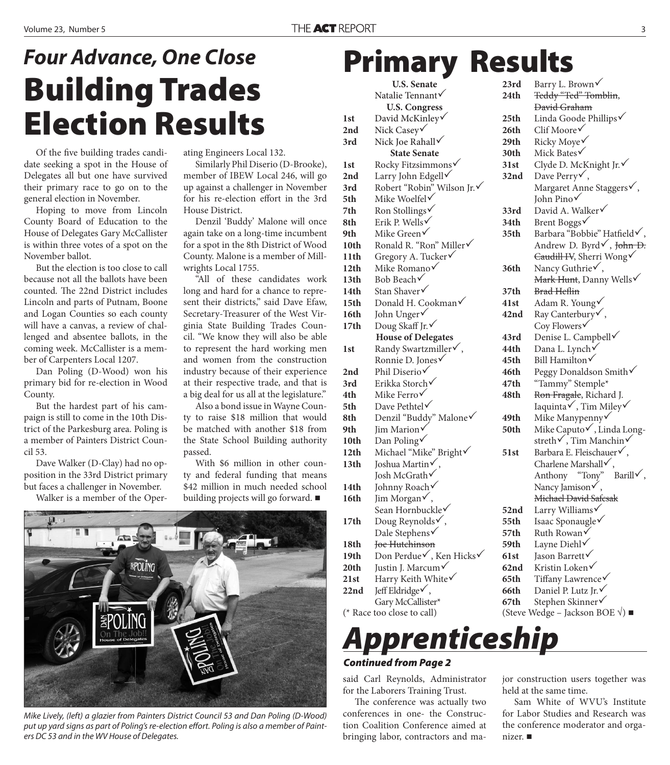## *Four Advance, One Close*

# Building Trades Election Results

Of the five building trades candidate seeking a spot in the House of Delegates all but one have survived their primary race to go on to the general election in November.

Hoping to move from Lincoln County Board of Education to the House of Delegates Gary McCallister is within three votes of a spot on the November ballot.

But the election is too close to call because not all the ballots have been counted. The 22nd District includes Lincoln and parts of Putnam, Boone and Logan Counties so each county will have a canvas, a review of challenged and absentee ballots, in the coming week. McCallister is a member of Carpenters Local 1207.

Dan Poling (D-Wood) won his primary bid for re-election in Wood County.

But the hardest part of his campaign is still to come in the 10th District of the Parkesburg area. Poling is a member of Painters District Council 53.

Dave Walker (D-Clay) had no opposition in the 33rd District primary but faces a challenger in November.

Walker is a member of the Operating Engineers Local 132.

Similarly Phil Diserio (D-Brooke), member of IBEW Local 246, will go up against a challenger in November for his re-election effort in the 3rd House District.

Denzil 'Buddy' Malone will once again take on a long-time incumbent for a spot in the 8th District of Wood County. Malone is a member of Millwrights Local 1755.

"All of these candidates work long and hard for a chance to represent their districts," said Dave Efaw, Secretary-Treasurer of the West Virginia State Building Trades Council. "We know they will also be able to represent the hard working men and women from the construction industry because of their experience at their respective trade, and that is a big deal for us all at the legislature."

Also a bond issue in Wayne County to raise $18 million that would be matched with another $18 from the State School Building authority passed.

With $6 million in other county and federal funding that means $42 million in much needed school building projects will go forward. ■

*Mike Lively, (left) a glazier from Painters District Council 53 and Dan Poling (D-Wood) put up yard signs as part of Poling's re-election effort. Poling is also a member of Painters DC 53 and in the WV House of Delegates.*

# Primary Results

**U.S. Senate**
Natalie Tennant✓

**U.S. Congress**
- **1st** David McKinley✓
- **2nd** Nick Casey✓
- **3rd** Nick Joe Rahall✓

**State Senate**
- **1st** Rocky Fitzsimmons✓
- **2nd** Larry John Edgell✓
- **3rd** Robert "Robin" Wilson Jr.✓
- **5th** Mike Woelfel✓
- **7th** Ron Stollings✓
- **8th** Erik P. Wells✓
- **9th** Mike Green✓
- **10th** Ronald R. "Ron" Miller✓
- **11th** Gregory A. Tucker✓
- **12th** Mike Romano✓
- **13th** Bob Beach✓
- **14th** Stan Shaver✓
- **15th** Donald H. Cookman✓
- **16th** John Unger✓
- **17th** Doug Skaff Jr.✓

**House of Delegates**
- **1st** Randy Swartzmiller✓, Ronnie D. Jones✓
- **2nd** Phil Diserio✓
- **3rd** Erikka Storch✓
- **4th** Mike Ferro✓
- **5th** Dave Pethtel✓
- **8th** Denzil "Buddy" Malone✓
- **9th** Jim Marion✓
- **10th** Dan Poling✓
- **12th** Michael "Mike" Bright✓
- **13th** Joshua Martin✓, Josh McGrath✓
- **14th** Johnny Roach✓
- **16th** Jim Morgan✓, Sean Hornbuckle✓
- **17th** Doug Reynolds✓, Dale Stephens✓
- **18th** ~~Joe Hutchinson~~
- **19th** Don Perdue✓, Ken Hicks✓
- **20th** Justin J. Marcum✓
- **21st** Harry Keith White✓
- **22nd** Jeff Eldridge✓, Gary McCallister*
- **23rd** Barry L. Brown✓
- **24th** ~~Teddy "Ted" Tomblin~~, ~~David Graham~~
- **25th** Linda Goode Phillips✓
- **26th** Clif Moore✓
- **29th** Ricky Moye✓
- **30th** Mick Bates✓
- **31st** Clyde D. McKnight Jr.✓
- **32nd** Dave Perry✓, Margaret Anne Staggers✓, John Pino✓
- **33rd** David A. Walker✓
- **34th** Brent Boggs✓
- **35th** Barbara "Bobbie" Hatfield✓, Andrew D. Byrd✓, ~~John D. Caudill IV~~, Sherri Wong✓
- **36th** Nancy Guthrie✓, ~~Mark Hunt~~, Danny Wells✓
- **37th** ~~Brad Heflin~~
- **41st** Adam R. Young✓
- **42nd** Ray Canterbury✓, Coy Flowers✓
- **43rd** Denise L. Campbell✓
- **44th** Dana L. Lynch✓
- **45th** Bill Hamilton✓
- **46th** Peggy Donaldson Smith✓
- **47th** "Tammy" Stemple*
- **48th** ~~Ron Fragale~~, Richard J. Iaquinta✓, Tim Miley✓
- **49th** Mike Manypenny✓
- **50th** Mike Caputo✓, Linda Longstreth✓, Tim Manchin✓
- **51st** Barbara E. Fleischauer✓, Charlene Marshall✓, Anthony "Tony" Barill✓, Nancy Jamison✓, ~~Michael David Safcsak~~
- **52nd** Larry Williams✓
- **55th** Isaac Sponaugle✓
- **57th** Ruth Rowan✓
- **59th** Layne Diehl✓
- **61st** Jason Barrett✓
- **62nd** Kristin Loken✓
- **65th** Tiffany Lawrence✓
- **66th** Daniel P. Lutz Jr.✓
- **67th** Stephen Skinner✓

(* Race too close to call)

(Steve Wedge – Jackson BOE √) ■

# *Apprenticeship*

***Continued from Page 2***

said Carl Reynolds, Administrator for the Laborers Training Trust.

The conference was actually two conferences in one- the Construction Coalition Conference aimed at bringing labor, contractors and major construction users together was held at the same time.

Sam White of WVU's Institute for Labor Studies and Research was the conference moderator and organizer. ■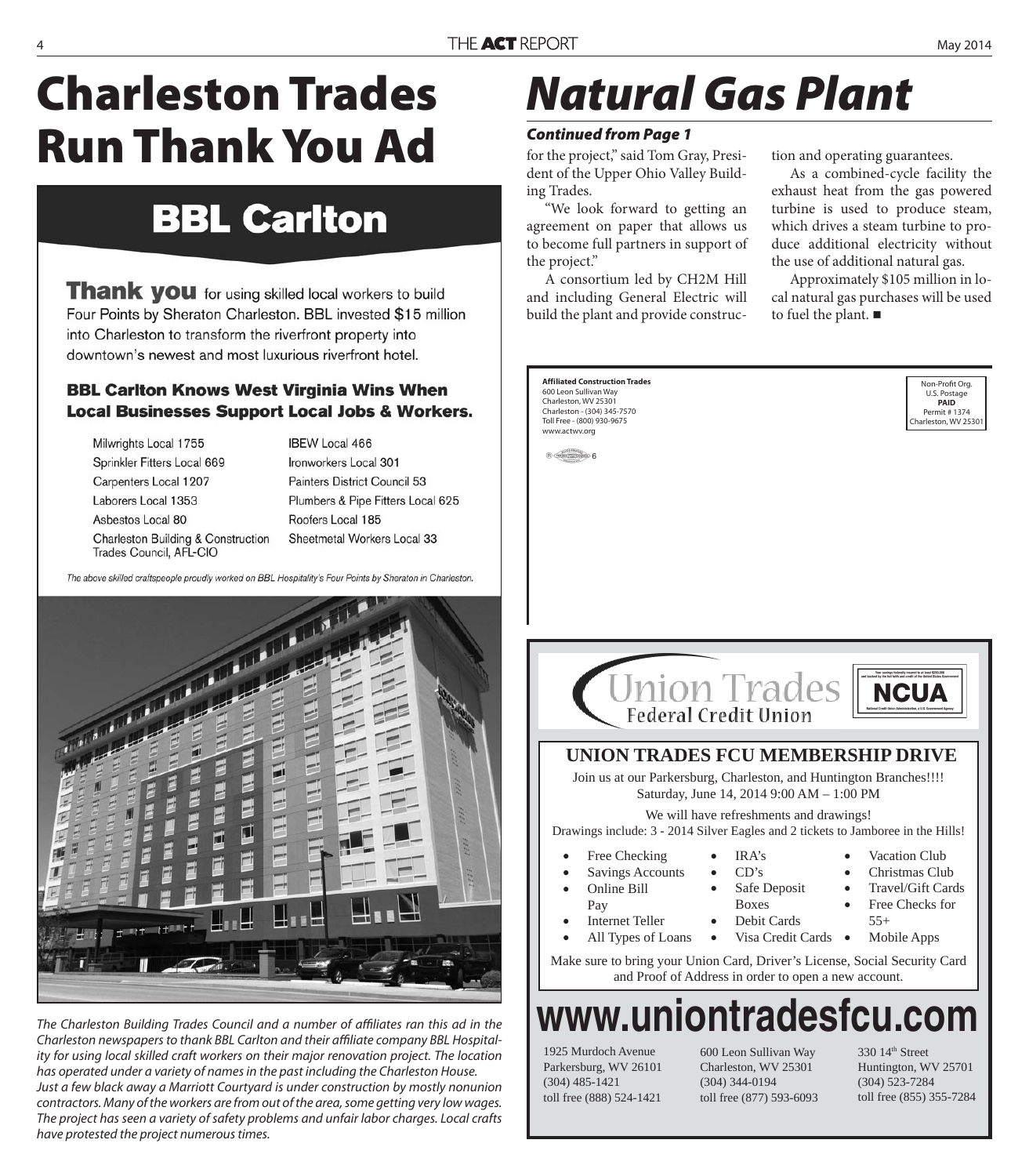# Charleston Trades Run Thank You Ad

## BBL Carlton

**Thank you** for using skilled local workers to build Four Points by Sheraton Charleston. BBL invested $15 million into Charleston to transform the riverfront property into downtown's newest and most luxurious riverfront hotel.

### BBL Carlton Knows West Virginia Wins When Local Businesses Support Local Jobs & Workers.

- Milwrights Local 1755
- Sprinkler Fitters Local 669
- Carpenters Local 1207
- Laborers Local 1353
- Asbestos Local 80
- Charleston Building & Construction Trades Council, AFL-CIO
- IBEW Local 466
- Ironworkers Local 301
- Painters District Council 53
- Plumbers & Pipe Fitters Local 625
- Roofers Local 185
- Sheetmetal Workers Local 33

*The above skilled craftspeople proudly worked on BBL Hospitality's Four Points by Sheraton in Charleston.*

*The Charleston Building Trades Council and a number of affiliates ran this ad in the Charleston newspapers to thank BBL Carlton and their affiliate company BBL Hospitality for using local skilled craft workers on their major renovation project. The location has operated under a variety of names in the past including the Charleston House. Just a few black away a Marriott Courtyard is under construction by mostly nonunion contractors. Many of the workers are from out of the area, some getting very low wages. The project has seen a variety of safety problems and unfair labor charges. Local crafts have protested the project numerous times.*

# Natural Gas Plant

***Continued from Page 1***

for the project," said Tom Gray, President of the Upper Ohio Valley Building Trades.

"We look forward to getting an agreement on paper that allows us to become full partners in support of the project."

A consortium led by CH2M Hill and including General Electric will build the plant and provide construction and operating guarantees.

As a combined-cycle facility the exhaust heat from the gas powered turbine is used to produce steam, which drives a steam turbine to produce additional electricity without the use of additional natural gas.

Approximately $105 million in local natural gas purchases will be used to fuel the plant. ■

**Affiliated Construction Trades**
600 Leon Sullivan Way
Charleston, WV 25301
Charleston - (304) 345-7570
Toll Free - (800) 930-9675
www.actwv.org

Non-Profit Org.
U.S. Postage
**PAID**
Permit # 1374
Charleston, WV 25301

Union Trades Federal Credit Union

NCUA

## UNION TRADES FCU MEMBERSHIP DRIVE

Join us at our Parkersburg, Charleston, and Huntington Branches!!!!
Saturday, June 14, 2014 9:00 AM – 1:00 PM

We will have refreshments and drawings!
Drawings include: 3 - 2014 Silver Eagles and 2 tickets to Jamboree in the Hills!

- Free Checking
- Savings Accounts
- Online Bill Pay
- Internet Teller
- All Types of Loans
- IRA's
- CD's
- Safe Deposit Boxes
- Debit Cards
- Visa Credit Cards
- Vacation Club
- Christmas Club
- Travel/Gift Cards
- Free Checks for 55+
- Mobile Apps

Make sure to bring your Union Card, Driver's License, Social Security Card and Proof of Address in order to open a new account.

# www.uniontradesfcu.com

1925 Murdoch Avenue
Parkersburg, WV 26101
(304) 485-1421
toll free (888) 524-1421

600 Leon Sullivan Way
Charleston, WV 25301
(304) 344-0194
toll free (877) 593-6093

330 14th Street
Huntington, WV 25701
(304) 523-7284
toll free (855) 355-7284